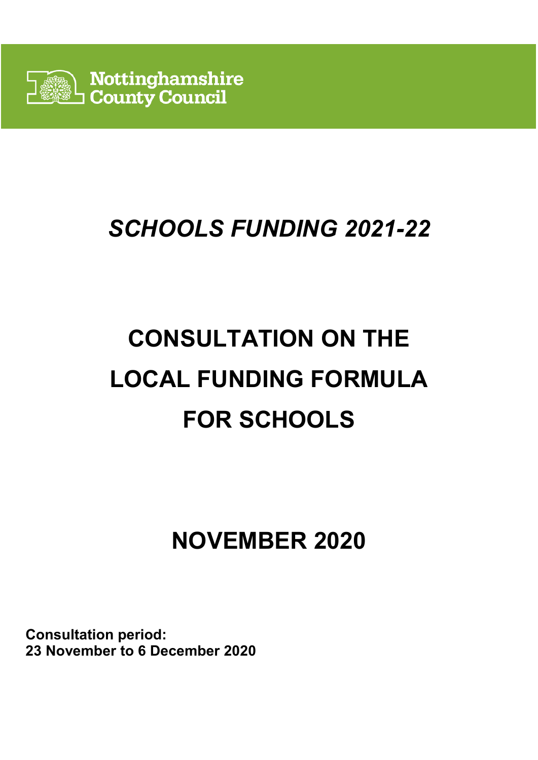Nottinghamshire County Council

# *SCHOOLS FUNDING 2021-22*

# CONSULTATION ON THE LOCAL FUNDING FORMULA FOR SCHOOLS

## NOVEMBER 2020

**Consultation period:**
**23 November to 6 December 2020**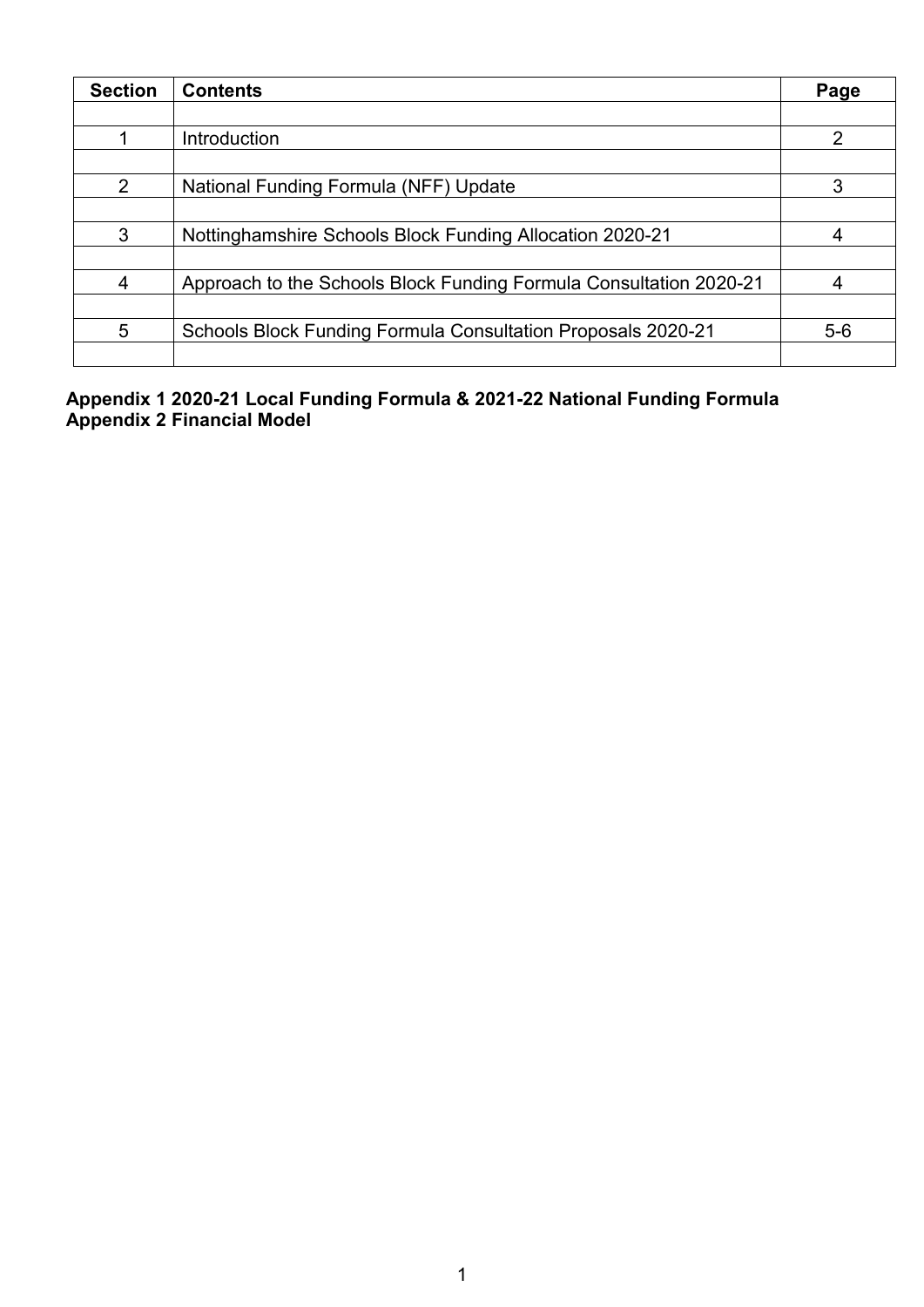| Section | Contents | Page |
|---|---|---|
| | | |
| 1 | Introduction | 2 |
| | | |
| 2 | National Funding Formula (NFF) Update | 3 |
| | | |
| 3 | Nottinghamshire Schools Block Funding Allocation 2020-21 | 4 |
| | | |
| 4 | Approach to the Schools Block Funding Formula Consultation 2020-21 | 4 |
| | | |
| 5 | Schools Block Funding Formula Consultation Proposals 2020-21 | 5-6 |
| | | |

**Appendix 1 2020-21 Local Funding Formula & 2021-22 National Funding Formula**
**Appendix 2 Financial Model**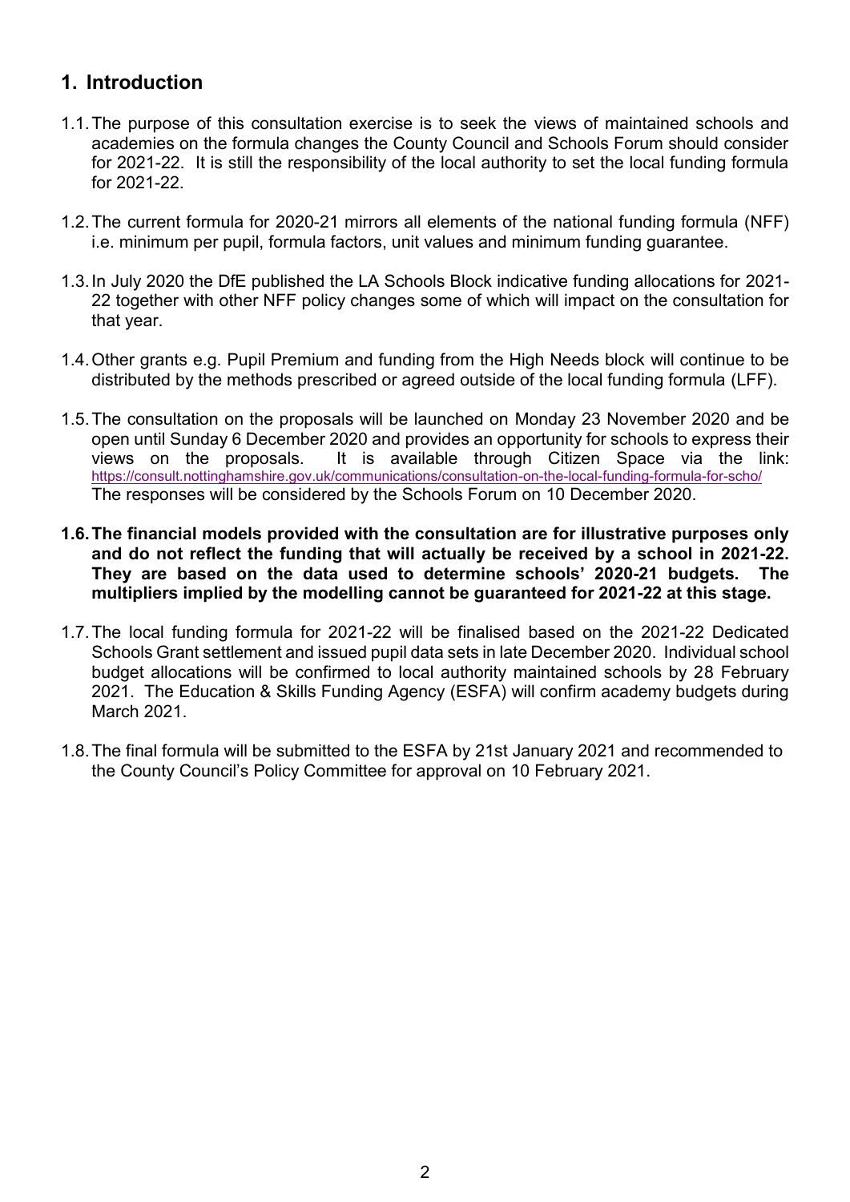## 1. Introduction

1.1. The purpose of this consultation exercise is to seek the views of maintained schools and academies on the formula changes the County Council and Schools Forum should consider for 2021-22. It is still the responsibility of the local authority to set the local funding formula for 2021-22.

1.2. The current formula for 2020-21 mirrors all elements of the national funding formula (NFF) i.e. minimum per pupil, formula factors, unit values and minimum funding guarantee.

1.3. In July 2020 the DfE published the LA Schools Block indicative funding allocations for 2021-22 together with other NFF policy changes some of which will impact on the consultation for that year.

1.4. Other grants e.g. Pupil Premium and funding from the High Needs block will continue to be distributed by the methods prescribed or agreed outside of the local funding formula (LFF).

1.5. The consultation on the proposals will be launched on Monday 23 November 2020 and be open until Sunday 6 December 2020 and provides an opportunity for schools to express their views on the proposals. It is available through Citizen Space via the link: https://consult.nottinghamshire.gov.uk/communications/consultation-on-the-local-funding-formula-for-scho/ The responses will be considered by the Schools Forum on 10 December 2020.

**1.6. The financial models provided with the consultation are for illustrative purposes only and do not reflect the funding that will actually be received by a school in 2021-22. They are based on the data used to determine schools' 2020-21 budgets. The multipliers implied by the modelling cannot be guaranteed for 2021-22 at this stage.**

1.7. The local funding formula for 2021-22 will be finalised based on the 2021-22 Dedicated Schools Grant settlement and issued pupil data sets in late December 2020. Individual school budget allocations will be confirmed to local authority maintained schools by 28 February 2021. The Education & Skills Funding Agency (ESFA) will confirm academy budgets during March 2021.

1.8. The final formula will be submitted to the ESFA by 21st January 2021 and recommended to the County Council's Policy Committee for approval on 10 February 2021.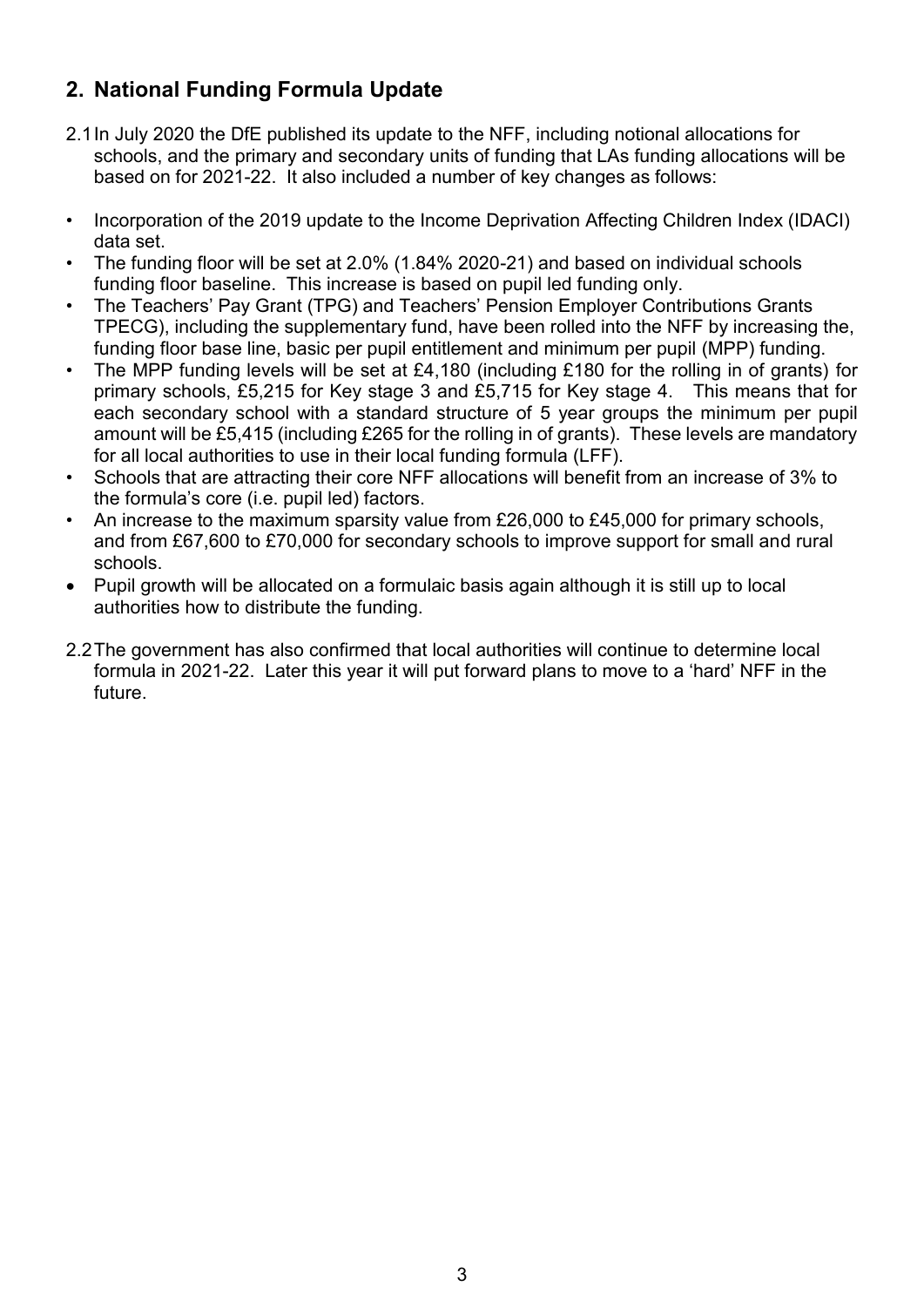## 2. National Funding Formula Update

2.1 In July 2020 the DfE published its update to the NFF, including notional allocations for schools, and the primary and secondary units of funding that LAs funding allocations will be based on for 2021-22. It also included a number of key changes as follows:

- Incorporation of the 2019 update to the Income Deprivation Affecting Children Index (IDACI) data set.
- The funding floor will be set at 2.0% (1.84% 2020-21) and based on individual schools funding floor baseline. This increase is based on pupil led funding only.
- The Teachers' Pay Grant (TPG) and Teachers' Pension Employer Contributions Grants TPECG), including the supplementary fund, have been rolled into the NFF by increasing the, funding floor base line, basic per pupil entitlement and minimum per pupil (MPP) funding.
- The MPP funding levels will be set at £4,180 (including £180 for the rolling in of grants) for primary schools, £5,215 for Key stage 3 and £5,715 for Key stage 4. This means that for each secondary school with a standard structure of 5 year groups the minimum per pupil amount will be £5,415 (including £265 for the rolling in of grants). These levels are mandatory for all local authorities to use in their local funding formula (LFF).
- Schools that are attracting their core NFF allocations will benefit from an increase of 3% to the formula's core (i.e. pupil led) factors.
- An increase to the maximum sparsity value from £26,000 to £45,000 for primary schools, and from £67,600 to £70,000 for secondary schools to improve support for small and rural schools.
- Pupil growth will be allocated on a formulaic basis again although it is still up to local authorities how to distribute the funding.

2.2 The government has also confirmed that local authorities will continue to determine local formula in 2021-22. Later this year it will put forward plans to move to a 'hard' NFF in the future.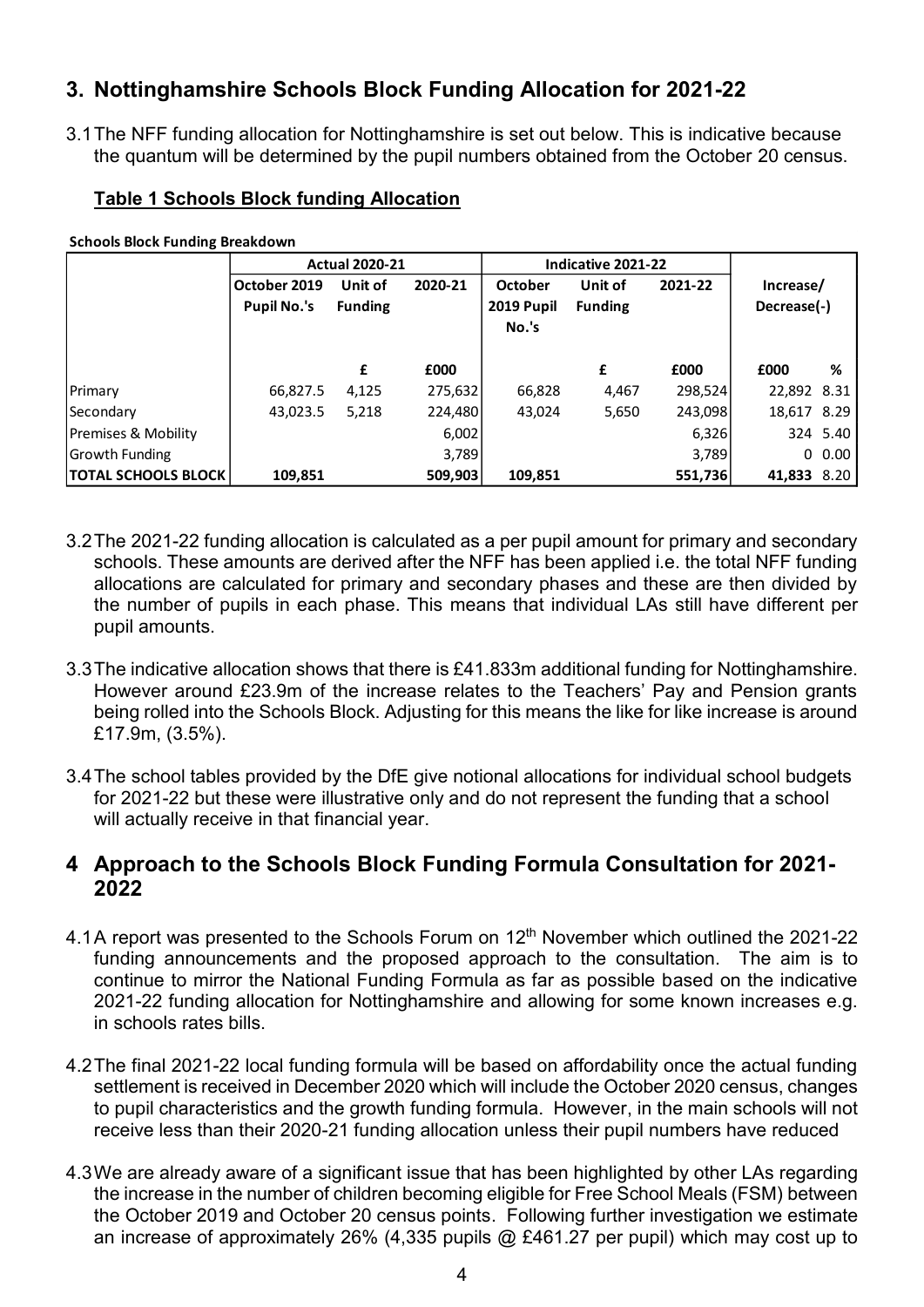## 3. Nottinghamshire Schools Block Funding Allocation for 2021-22

3.1 The NFF funding allocation for Nottinghamshire is set out below. This is indicative because the quantum will be determined by the pupil numbers obtained from the October 20 census.

### Table 1 Schools Block funding Allocation

**Schools Block Funding Breakdown**

| | Actual 2020-21 | | | Indicative 2021-22 | | | | |
|---|---|---|---|---|---|---|---|---|
| | October 2019 Pupil No.'s | Unit of Funding | 2020-21 | October 2019 Pupil No.'s | Unit of Funding | 2021-22 | Increase/ Decrease(-) | |
| | | £ | £000 | | £ | £000 | £000 | % |
| Primary | 66,827.5 | 4,125 | 275,632 | 66,828 | 4,467 | 298,524 | 22,892 | 8.31 |
| Secondary | 43,023.5 | 5,218 | 224,480 | 43,024 | 5,650 | 243,098 | 18,617 | 8.29 |
| Premises & Mobility | | | 6,002 | | | 6,326 | 324 | 5.40 |
| Growth Funding | | | 3,789 | | | 3,789 | 0 | 0.00 |
| **TOTAL SCHOOLS BLOCK** | **109,851** | | **509,903** | **109,851** | | **551,736** | **41,833** | **8.20** |

3.2 The 2021-22 funding allocation is calculated as a per pupil amount for primary and secondary schools. These amounts are derived after the NFF has been applied i.e. the total NFF funding allocations are calculated for primary and secondary phases and these are then divided by the number of pupils in each phase. This means that individual LAs still have different per pupil amounts.

3.3 The indicative allocation shows that there is £41.833m additional funding for Nottinghamshire. However around £23.9m of the increase relates to the Teachers' Pay and Pension grants being rolled into the Schools Block. Adjusting for this means the like for like increase is around £17.9m, (3.5%).

3.4 The school tables provided by the DfE give notional allocations for individual school budgets for 2021-22 but these were illustrative only and do not represent the funding that a school will actually receive in that financial year.

## 4 Approach to the Schools Block Funding Formula Consultation for 2021-2022

4.1 A report was presented to the Schools Forum on 12th November which outlined the 2021-22 funding announcements and the proposed approach to the consultation. The aim is to continue to mirror the National Funding Formula as far as possible based on the indicative 2021-22 funding allocation for Nottinghamshire and allowing for some known increases e.g. in schools rates bills.

4.2 The final 2021-22 local funding formula will be based on affordability once the actual funding settlement is received in December 2020 which will include the October 2020 census, changes to pupil characteristics and the growth funding formula. However, in the main schools will not receive less than their 2020-21 funding allocation unless their pupil numbers have reduced

4.3 We are already aware of a significant issue that has been highlighted by other LAs regarding the increase in the number of children becoming eligible for Free School Meals (FSM) between the October 2019 and October 20 census points. Following further investigation we estimate an increase of approximately 26% (4,335 pupils @ £461.27 per pupil) which may cost up to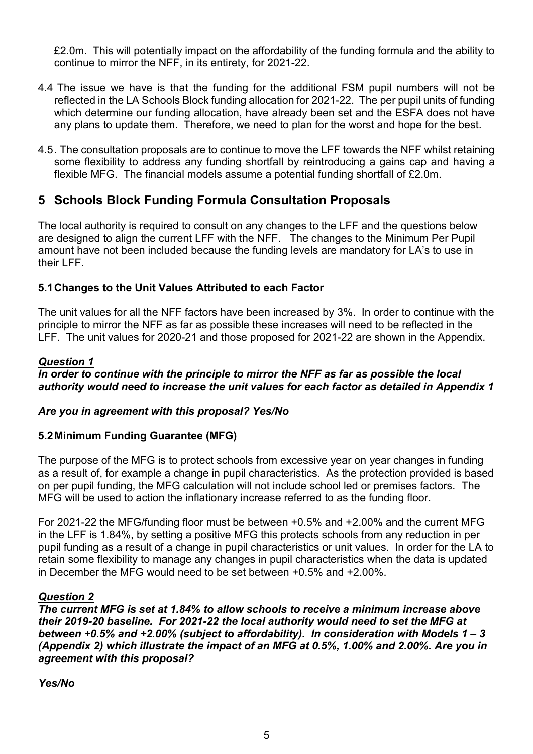£2.0m. This will potentially impact on the affordability of the funding formula and the ability to continue to mirror the NFF, in its entirety, for 2021-22.

4.4 The issue we have is that the funding for the additional FSM pupil numbers will not be reflected in the LA Schools Block funding allocation for 2021-22. The per pupil units of funding which determine our funding allocation, have already been set and the ESFA does not have any plans to update them. Therefore, we need to plan for the worst and hope for the best.

4.5. The consultation proposals are to continue to move the LFF towards the NFF whilst retaining some flexibility to address any funding shortfall by reintroducing a gains cap and having a flexible MFG. The financial models assume a potential funding shortfall of £2.0m.

# 5 Schools Block Funding Formula Consultation Proposals

The local authority is required to consult on any changes to the LFF and the questions below are designed to align the current LFF with the NFF. The changes to the Minimum Per Pupil amount have not been included because the funding levels are mandatory for LA's to use in their LFF.

### 5.1 Changes to the Unit Values Attributed to each Factor

The unit values for all the NFF factors have been increased by 3%. In order to continue with the principle to mirror the NFF as far as possible these increases will need to be reflected in the LFF. The unit values for 2020-21 and those proposed for 2021-22 are shown in the Appendix.

***Question 1***

***In order to continue with the principle to mirror the NFF as far as possible the local authority would need to increase the unit values for each factor as detailed in Appendix 1***

***Are you in agreement with this proposal? Yes/No***

### 5.2 Minimum Funding Guarantee (MFG)

The purpose of the MFG is to protect schools from excessive year on year changes in funding as a result of, for example a change in pupil characteristics. As the protection provided is based on per pupil funding, the MFG calculation will not include school led or premises factors. The MFG will be used to action the inflationary increase referred to as the funding floor.

For 2021-22 the MFG/funding floor must be between +0.5% and +2.00% and the current MFG in the LFF is 1.84%, by setting a positive MFG this protects schools from any reduction in per pupil funding as a result of a change in pupil characteristics or unit values. In order for the LA to retain some flexibility to manage any changes in pupil characteristics when the data is updated in December the MFG would need to be set between +0.5% and +2.00%.

***Question 2***

***The current MFG is set at 1.84% to allow schools to receive a minimum increase above their 2019-20 baseline. For 2021-22 the local authority would need to set the MFG at between +0.5% and +2.00% (subject to affordability). In consideration with Models 1 – 3 (Appendix 2) which illustrate the impact of an MFG at 0.5%, 1.00% and 2.00%. Are you in agreement with this proposal?***

***Yes/No***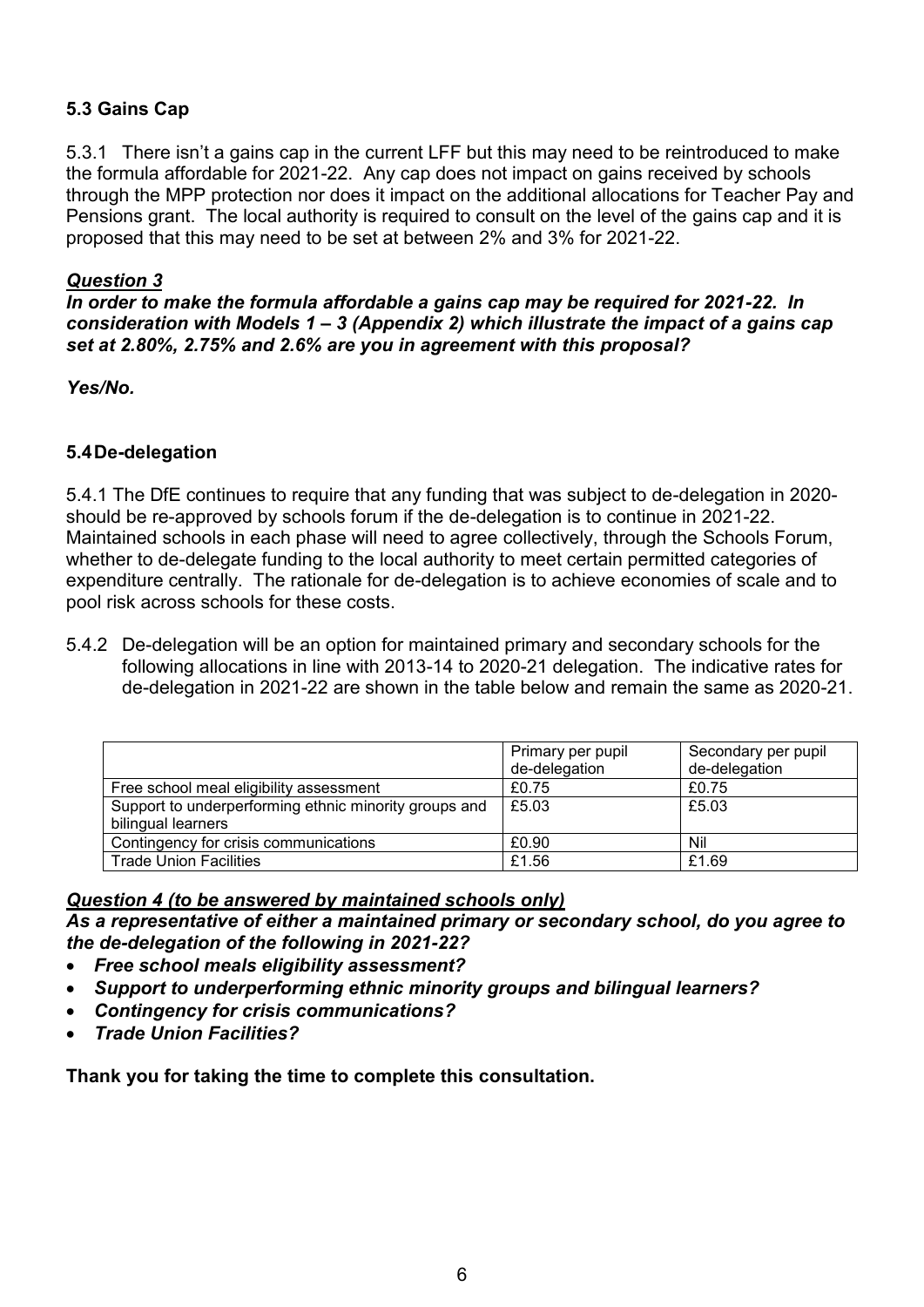### 5.3 Gains Cap

5.3.1 There isn't a gains cap in the current LFF but this may need to be reintroduced to make the formula affordable for 2021-22. Any cap does not impact on gains received by schools through the MPP protection nor does it impact on the additional allocations for Teacher Pay and Pensions grant. The local authority is required to consult on the level of the gains cap and it is proposed that this may need to be set at between 2% and 3% for 2021-22.

***Question 3***

***In order to make the formula affordable a gains cap may be required for 2021-22. In consideration with Models 1 – 3 (Appendix 2) which illustrate the impact of a gains cap set at 2.80%, 2.75% and 2.6% are you in agreement with this proposal?***

***Yes/No.***

### 5.4 De-delegation

5.4.1 The DfE continues to require that any funding that was subject to de-delegation in 2020- should be re-approved by schools forum if the de-delegation is to continue in 2021-22. Maintained schools in each phase will need to agree collectively, through the Schools Forum, whether to de-delegate funding to the local authority to meet certain permitted categories of expenditure centrally. The rationale for de-delegation is to achieve economies of scale and to pool risk across schools for these costs.

5.4.2 De-delegation will be an option for maintained primary and secondary schools for the following allocations in line with 2013-14 to 2020-21 delegation. The indicative rates for de-delegation in 2021-22 are shown in the table below and remain the same as 2020-21.

| | Primary per pupil de-delegation | Secondary per pupil de-delegation |
|---|---|---|
| Free school meal eligibility assessment | £0.75 | £0.75 |
| Support to underperforming ethnic minority groups and bilingual learners | £5.03 | £5.03 |
| Contingency for crisis communications | £0.90 | Nil |
| Trade Union Facilities | £1.56 | £1.69 |

***Question 4 (to be answered by maintained schools only)***

***As a representative of either a maintained primary or secondary school, do you agree to the de-delegation of the following in 2021-22?***

- ***Free school meals eligibility assessment?***
- ***Support to underperforming ethnic minority groups and bilingual learners?***
- ***Contingency for crisis communications?***
- ***Trade Union Facilities?***

**Thank you for taking the time to complete this consultation.**